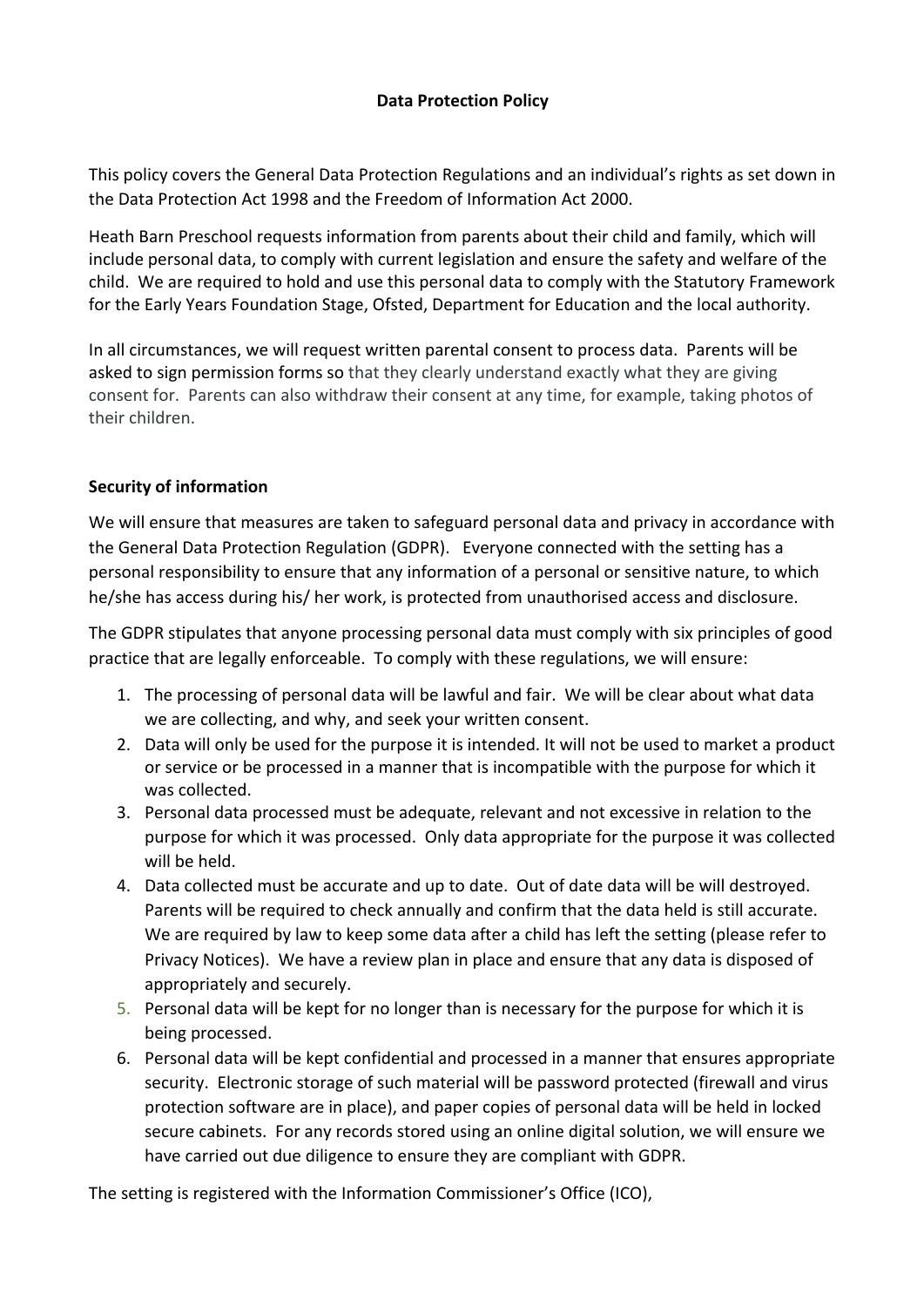# Data Protection Policy

This policy covers the General Data Protection Regulations and an individual's rights as set down in the Data Protection Act 1998 and the Freedom of Information Act 2000.

Heath Barn Preschool requests information from parents about their child and family, which will include personal data, to comply with current legislation and ensure the safety and welfare of the child. We are required to hold and use this personal data to comply with the Statutory Framework for the Early Years Foundation Stage, Ofsted, Department for Education and the local authority.

In all circumstances, we will request written parental consent to process data. Parents will be asked to sign permission forms so that they clearly understand exactly what they are giving consent for. Parents can also withdraw their consent at any time, for example, taking photos of their children.

## Security of information

We will ensure that measures are taken to safeguard personal data and privacy in accordance with the General Data Protection Regulation (GDPR). Everyone connected with the setting has a personal responsibility to ensure that any information of a personal or sensitive nature, to which he/she has access during his/ her work, is protected from unauthorised access and disclosure.

The GDPR stipulates that anyone processing personal data must comply with six principles of good practice that are legally enforceable. To comply with these regulations, we will ensure:

1. The processing of personal data will be lawful and fair. We will be clear about what data we are collecting, and why, and seek your written consent.
2. Data will only be used for the purpose it is intended. It will not be used to market a product or service or be processed in a manner that is incompatible with the purpose for which it was collected.
3. Personal data processed must be adequate, relevant and not excessive in relation to the purpose for which it was processed. Only data appropriate for the purpose it was collected will be held.
4. Data collected must be accurate and up to date. Out of date data will be will destroyed. Parents will be required to check annually and confirm that the data held is still accurate. We are required by law to keep some data after a child has left the setting (please refer to Privacy Notices). We have a review plan in place and ensure that any data is disposed of appropriately and securely.
5. Personal data will be kept for no longer than is necessary for the purpose for which it is being processed.
6. Personal data will be kept confidential and processed in a manner that ensures appropriate security. Electronic storage of such material will be password protected (firewall and virus protection software are in place), and paper copies of personal data will be held in locked secure cabinets. For any records stored using an online digital solution, we will ensure we have carried out due diligence to ensure they are compliant with GDPR.

The setting is registered with the Information Commissioner's Office (ICO),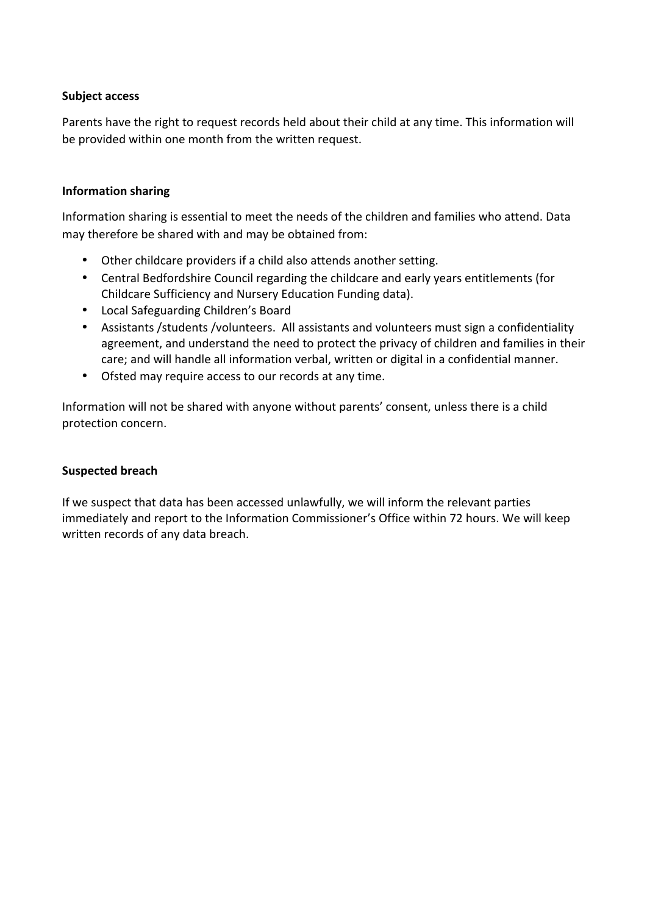**Subject access**

Parents have the right to request records held about their child at any time. This information will be provided within one month from the written request.

**Information sharing**

Information sharing is essential to meet the needs of the children and families who attend. Data may therefore be shared with and may be obtained from:

- Other childcare providers if a child also attends another setting.
- Central Bedfordshire Council regarding the childcare and early years entitlements (for Childcare Sufficiency and Nursery Education Funding data).
- Local Safeguarding Children's Board
- Assistants /students /volunteers. All assistants and volunteers must sign a confidentiality agreement, and understand the need to protect the privacy of children and families in their care; and will handle all information verbal, written or digital in a confidential manner.
- Ofsted may require access to our records at any time.

Information will not be shared with anyone without parents' consent, unless there is a child protection concern.

**Suspected breach**

If we suspect that data has been accessed unlawfully, we will inform the relevant parties immediately and report to the Information Commissioner's Office within 72 hours. We will keep written records of any data breach.